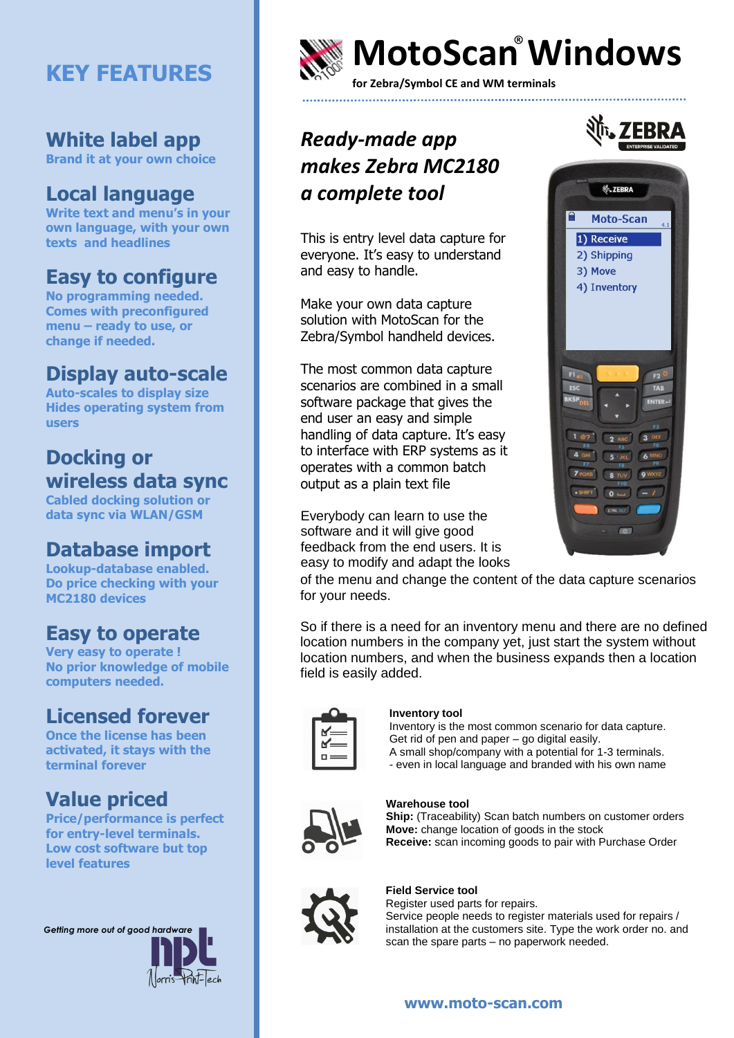# MotoScan® Windows

**for Zebra/Symbol CE and WM terminals**

## KEY FEATURES

### White label app
**Brand it at your own choice**

### Local language
**Write text and menu's in your own language, with your own texts and headlines**

### Easy to configure
**No programming needed. Comes with preconfigured menu – ready to use, or change if needed.**

### Display auto-scale
**Auto-scales to display size Hides operating system from users**

### Docking or wireless data sync
**Cabled docking solution or data sync via WLAN/GSM**

### Database import
**Lookup-database enabled. Do price checking with your MC2180 devices**

### Easy to operate
**Very easy to operate ! No prior knowledge of mobile computers needed.**

### Licensed forever
**Once the license has been activated, it stays with the terminal forever**

### Value priced
**Price/performance is perfect for entry-level terminals. Low cost software but top level features**

*Getting more out of good hardware*

npt Norris Print-Tech

## *Ready-made app makes Zebra MC2180 a complete tool*

This is entry level data capture for everyone. It's easy to understand and easy to handle.

Make your own data capture solution with MotoScan for the Zebra/Symbol handheld devices.

The most common data capture scenarios are combined in a small software package that gives the end user an easy and simple handling of data capture. It's easy to interface with ERP systems as it operates with a common batch output as a plain text file

Everybody can learn to use the software and it will give good feedback from the end users. It is easy to modify and adapt the looks of the menu and change the content of the data capture scenarios for your needs.

So if there is a need for an inventory menu and there are no defined location numbers in the company yet, just start the system without location numbers, and when the business expands then a location field is easily added.

**Inventory tool**
Inventory is the most common scenario for data capture.
Get rid of pen and paper – go digital easily.
A small shop/company with a potential for 1-3 terminals.
- even in local language and branded with his own name

**Warehouse tool**
**Ship:** (Traceability) Scan batch numbers on customer orders
**Move:** change location of goods in the stock
**Receive:** scan incoming goods to pair with Purchase Order

**Field Service tool**
Register used parts for repairs.
Service people needs to register materials used for repairs / installation at the customers site. Type the work order no. and scan the spare parts – no paperwork needed.

**www.moto-scan.com**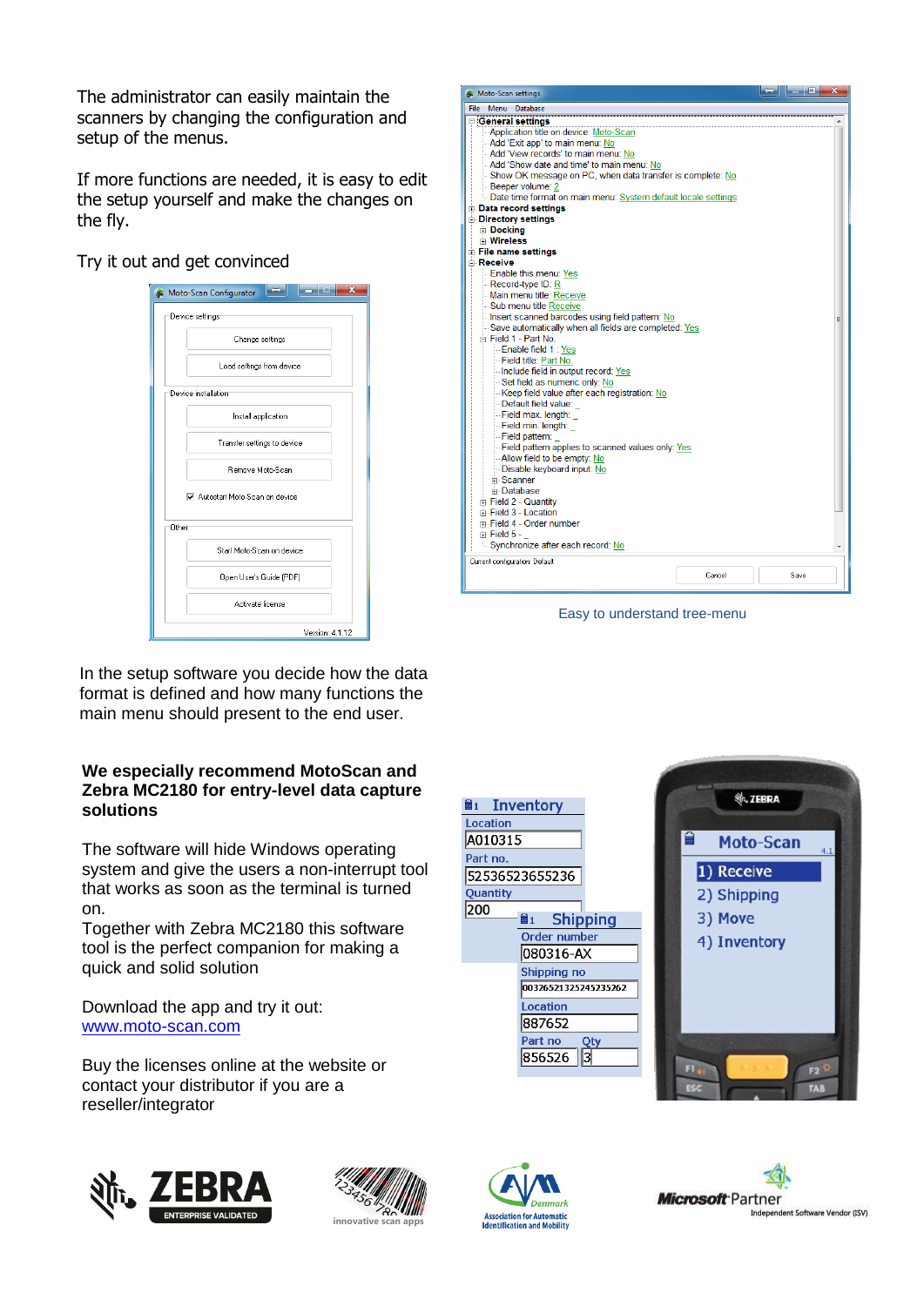The administrator can easily maintain the scanners by changing the configuration and setup of the menus.

If more functions are needed, it is easy to edit the setup yourself and make the changes on the fly.

Try it out and get convinced

Easy to understand tree-menu

In the setup software you decide how the data format is defined and how many functions the main menu should present to the end user.

**We especially recommend MotoScan and Zebra MC2180 for entry-level data capture solutions**

The software will hide Windows operating system and give the users a non-interrupt tool that works as soon as the terminal is turned on.

Together with Zebra MC2180 this software tool is the perfect companion for making a quick and solid solution

Download the app and try it out:
[www.moto-scan.com](http://www.moto-scan.com)

Buy the licenses online at the website or contact your distributor if you are a reseller/integrator